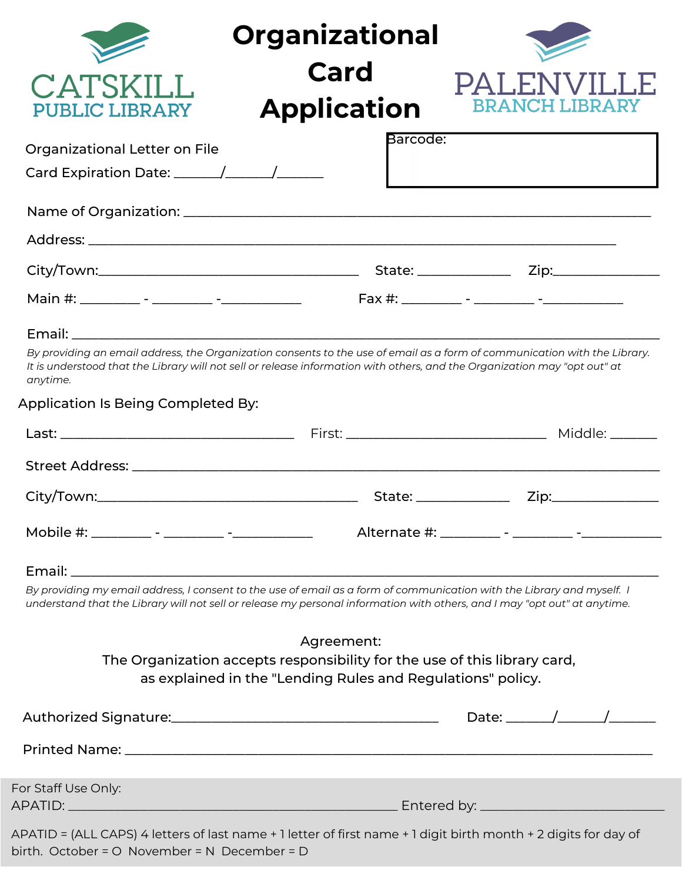CATSKILL PUBLIC LIBRARY

# Organizational Card Application

PALENVILLE BRANCH LIBRARY

Organizational Letter on File

Card Expiration Date: ______/______/______

Barcode:

Name of Organization: ____________________________________________________________

Address: ________________________________________________________________

City/Town:____________________________ State: ___________ Zip:____________

Main #: ________ - ________ -__________ Fax #: ________ - ________ -__________

Email: __________________________________________________________________

*By providing an email address, the Organization consents to the use of email as a form of communication with the Library. It is understood that the Library will not sell or release information with others, and the Organization may "opt out" at anytime.*

Application Is Being Completed By:

Last: __________________________ First: _______________________ Middle: ______

Street Address: __________________________________________________________

City/Town:____________________________ State: ___________ Zip:____________

Mobile #: ________ - ________ -__________ Alternate #: ________ - ________ -__________

Email: __________________________________________________________________

*By providing my email address, I consent to the use of email as a form of communication with the Library and myself. I understand that the Library will not sell or release my personal information with others, and I may "opt out" at anytime.*

Agreement:
The Organization accepts responsibility for the use of this library card, as explained in the "Lending Rules and Regulations" policy.

Authorized Signature:______________________________ Date: ______/______/______

Printed Name: ___________________________________________________________

For Staff Use Only:
APATID: ________________________________________ Entered by: _____________________

APATID = (ALL CAPS) 4 letters of last name + 1 letter of first name + 1 digit birth month + 2 digits for day of birth. October = O November = N December = D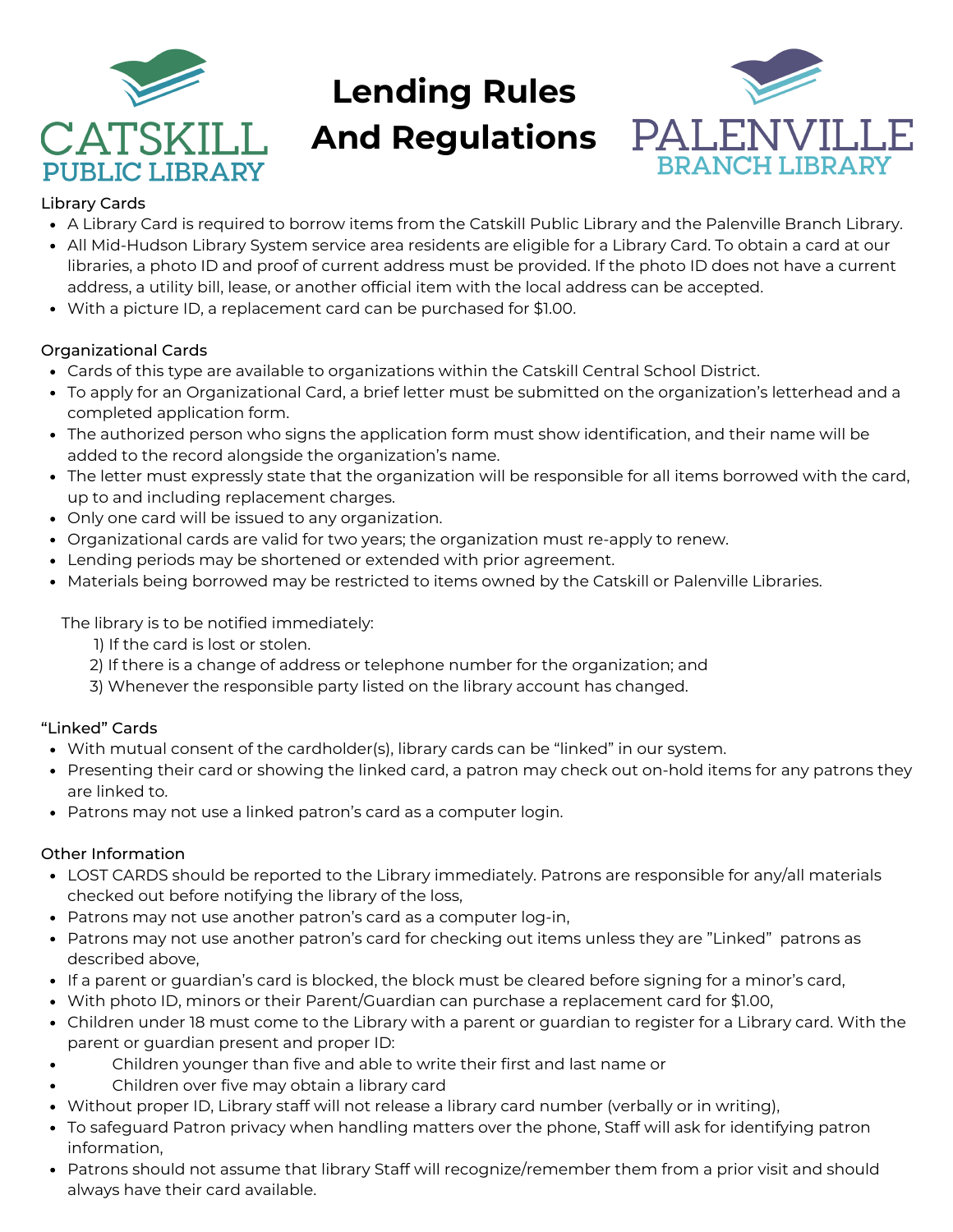# Lending Rules And Regulations

CATSKILL PUBLIC LIBRARY

PALENVILLE BRANCH LIBRARY

## Library Cards

- A Library Card is required to borrow items from the Catskill Public Library and the Palenville Branch Library.
- All Mid-Hudson Library System service area residents are eligible for a Library Card. To obtain a card at our libraries, a photo ID and proof of current address must be provided. If the photo ID does not have a current address, a utility bill, lease, or another official item with the local address can be accepted.
- With a picture ID, a replacement card can be purchased for $1.00.

## Organizational Cards

- Cards of this type are available to organizations within the Catskill Central School District.
- To apply for an Organizational Card, a brief letter must be submitted on the organization's letterhead and a completed application form.
- The authorized person who signs the application form must show identification, and their name will be added to the record alongside the organization's name.
- The letter must expressly state that the organization will be responsible for all items borrowed with the card, up to and including replacement charges.
- Only one card will be issued to any organization.
- Organizational cards are valid for two years; the organization must re-apply to renew.
- Lending periods may be shortened or extended with prior agreement.
- Materials being borrowed may be restricted to items owned by the Catskill or Palenville Libraries.

The library is to be notified immediately:

1) If the card is lost or stolen.
2) If there is a change of address or telephone number for the organization; and
3) Whenever the responsible party listed on the library account has changed.

## "Linked" Cards

- With mutual consent of the cardholder(s), library cards can be "linked" in our system.
- Presenting their card or showing the linked card, a patron may check out on-hold items for any patrons they are linked to.
- Patrons may not use a linked patron's card as a computer login.

## Other Information

- LOST CARDS should be reported to the Library immediately. Patrons are responsible for any/all materials checked out before notifying the library of the loss,
- Patrons may not use another patron's card as a computer log-in,
- Patrons may not use another patron's card for checking out items unless they are "Linked" patrons as described above,
- If a parent or guardian's card is blocked, the block must be cleared before signing for a minor's card,
- With photo ID, minors or their Parent/Guardian can purchase a replacement card for $1.00,
- Children under 18 must come to the Library with a parent or guardian to register for a Library card. With the parent or guardian present and proper ID:
- Children younger than five and able to write their first and last name or
- Children over five may obtain a library card
- Without proper ID, Library staff will not release a library card number (verbally or in writing),
- To safeguard Patron privacy when handling matters over the phone, Staff will ask for identifying patron information,
- Patrons should not assume that library Staff will recognize/remember them from a prior visit and should always have their card available.